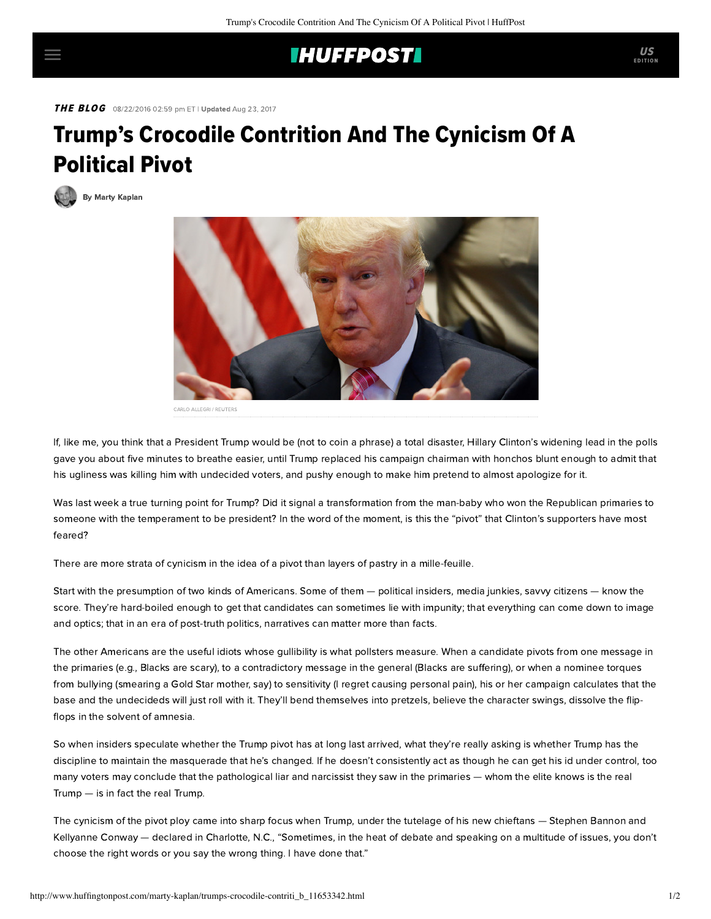THE BLOG 08/22/2016 02:59 pm ET | Updated Aug 23, 2017

# Trump's Crocodile Contrition And The Cynicism Of A Political Pivot

By Marty Kaplan

CARLO ALLEGRI / REUTERS

If, like me, you think that a President Trump would be (not to coin a phrase) a total disaster, Hillary Clinton's widening lead in the polls gave you about five minutes to breathe easier, until Trump replaced his campaign chairman with honchos blunt enough to admit that his ugliness was killing him with undecided voters, and pushy enough to make him pretend to almost apologize for it.

Was last week a true turning point for Trump? Did it signal a transformation from the man-baby who won the Republican primaries to someone with the temperament to be president? In the word of the moment, is this the "pivot" that Clinton's supporters have most feared?

There are more strata of cynicism in the idea of a pivot than layers of pastry in a mille-feuille.

Start with the presumption of two kinds of Americans. Some of them — political insiders, media junkies, savvy citizens — know the score. They're hard-boiled enough to get that candidates can sometimes lie with impunity; that everything can come down to image and optics; that in an era of post-truth politics, narratives can matter more than facts.

The other Americans are the useful idiots whose gullibility is what pollsters measure. When a candidate pivots from one message in the primaries (e.g., Blacks are scary), to a contradictory message in the general (Blacks are suffering), or when a nominee torques from bullying (smearing a Gold Star mother, say) to sensitivity (I regret causing personal pain), his or her campaign calculates that the base and the undecideds will just roll with it. They'll bend themselves into pretzels, believe the character swings, dissolve the flip-flops in the solvent of amnesia.

So when insiders speculate whether the Trump pivot has at long last arrived, what they're really asking is whether Trump has the discipline to maintain the masquerade that he's changed. If he doesn't consistently act as though he can get his id under control, too many voters may conclude that the pathological liar and narcissist they saw in the primaries — whom the elite knows is the real Trump — is in fact the real Trump.

The cynicism of the pivot ploy came into sharp focus when Trump, under the tutelage of his new chieftans — Stephen Bannon and Kellyanne Conway — declared in Charlotte, N.C., "Sometimes, in the heat of debate and speaking on a multitude of issues, you don't choose the right words or you say the wrong thing. I have done that."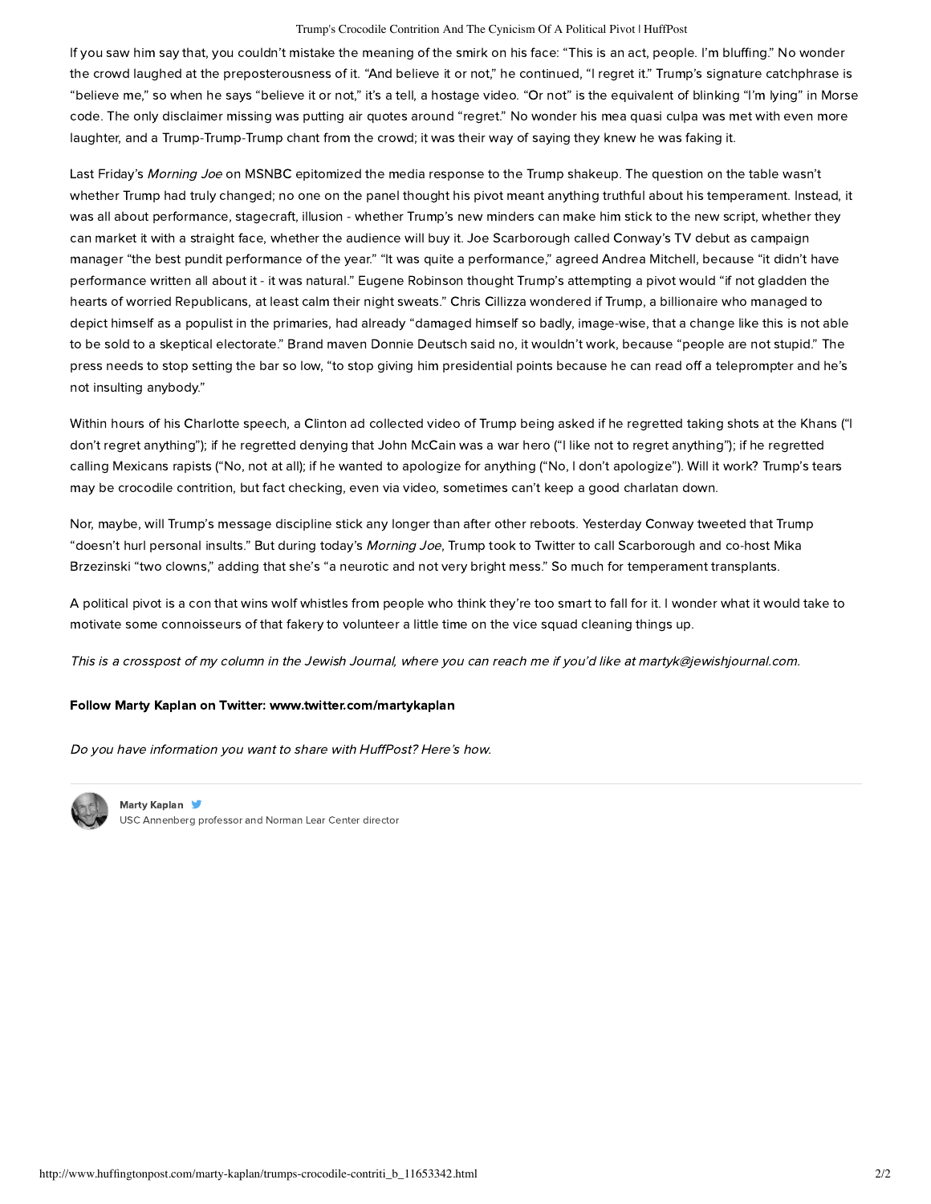If you saw him say that, you couldn't mistake the meaning of the smirk on his face: "This is an act, people. I'm bluffing." No wonder the crowd laughed at the preposterousness of it. "And believe it or not," he continued, "I regret it." Trump's signature catchphrase is "believe me," so when he says "believe it or not," it's a tell, a hostage video. "Or not" is the equivalent of blinking "I'm lying" in Morse code. The only disclaimer missing was putting air quotes around "regret." No wonder his mea quasi culpa was met with even more laughter, and a Trump-Trump-Trump chant from the crowd; it was their way of saying they knew he was faking it.

Last Friday's *Morning Joe* on MSNBC epitomized the media response to the Trump shakeup. The question on the table wasn't whether Trump had truly changed; no one on the panel thought his pivot meant anything truthful about his temperament. Instead, it was all about performance, stagecraft, illusion - whether Trump's new minders can make him stick to the new script, whether they can market it with a straight face, whether the audience will buy it. Joe Scarborough called Conway's TV debut as campaign manager "the best pundit performance of the year." "It was quite a performance," agreed Andrea Mitchell, because "it didn't have performance written all about it - it was natural." Eugene Robinson thought Trump's attempting a pivot would "if not gladden the hearts of worried Republicans, at least calm their night sweats." Chris Cillizza wondered if Trump, a billionaire who managed to depict himself as a populist in the primaries, had already "damaged himself so badly, image-wise, that a change like this is not able to be sold to a skeptical electorate." Brand maven Donnie Deutsch said no, it wouldn't work, because "people are not stupid." The press needs to stop setting the bar so low, "to stop giving him presidential points because he can read off a teleprompter and he's not insulting anybody."

Within hours of his Charlotte speech, a Clinton ad collected video of Trump being asked if he regretted taking shots at the Khans ("I don't regret anything"); if he regretted denying that John McCain was a war hero ("I like not to regret anything"); if he regretted calling Mexicans rapists ("No, not at all); if he wanted to apologize for anything ("No, I don't apologize"). Will it work? Trump's tears may be crocodile contrition, but fact checking, even via video, sometimes can't keep a good charlatan down.

Nor, maybe, will Trump's message discipline stick any longer than after other reboots. Yesterday Conway tweeted that Trump "doesn't hurl personal insults." But during today's *Morning Joe*, Trump took to Twitter to call Scarborough and co-host Mika Brzezinski "two clowns," adding that she's "a neurotic and not very bright mess." So much for temperament transplants.

A political pivot is a con that wins wolf whistles from people who think they're too smart to fall for it. I wonder what it would take to motivate some connoisseurs of that fakery to volunteer a little time on the vice squad cleaning things up.

*This is a crosspost of my column in the Jewish Journal, where you can reach me if you'd like at martyk@jewishjournal.com.*

**Follow Marty Kaplan on Twitter: www.twitter.com/martykaplan**

*Do you have information you want to share with HuffPost? Here's how.*

**Marty Kaplan**
USC Annenberg professor and Norman Lear Center director